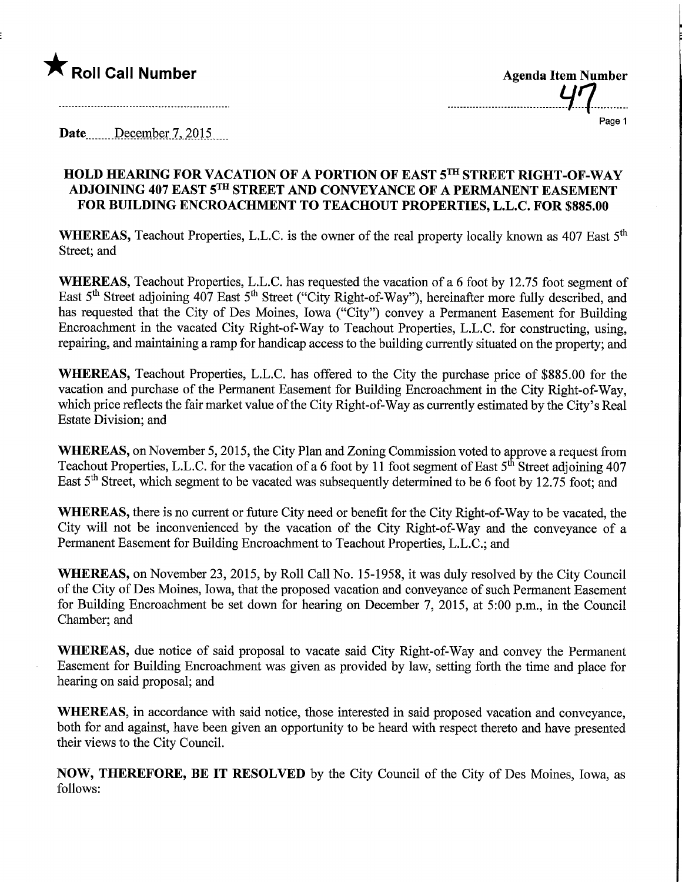★ **Roll Call Number**

**Agenda Item Number**

47

Date December 7, 2015

### HOLD HEARING FOR VACATION OF A PORTION OF EAST 5TH STREET RIGHT-OF-WAY ADJOINING 407 EAST 5TH STREET AND CONVEYANCE OF A PERMANENT EASEMENT FOR BUILDING ENCROACHMENT TO TEACHOUT PROPERTIES, L.L.C. FOR $885.00

**WHEREAS,** Teachout Properties, L.L.C. is the owner of the real property locally known as 407 East 5th Street; and

**WHEREAS,** Teachout Properties, L.L.C. has requested the vacation of a 6 foot by 12.75 foot segment of East 5th Street adjoining 407 East 5th Street ("City Right-of-Way"), hereinafter more fully described, and has requested that the City of Des Moines, Iowa ("City") convey a Permanent Easement for Building Encroachment in the vacated City Right-of-Way to Teachout Properties, L.L.C. for constructing, using, repairing, and maintaining a ramp for handicap access to the building currently situated on the property; and

**WHEREAS,** Teachout Properties, L.L.C. has offered to the City the purchase price of $885.00 for the vacation and purchase of the Permanent Easement for Building Encroachment in the City Right-of-Way, which price reflects the fair market value of the City Right-of-Way as currently estimated by the City's Real Estate Division; and

**WHEREAS,** on November 5, 2015, the City Plan and Zoning Commission voted to approve a request from Teachout Properties, L.L.C. for the vacation of a 6 foot by 11 foot segment of East 5th Street adjoining 407 East 5th Street, which segment to be vacated was subsequently determined to be 6 foot by 12.75 foot; and

**WHEREAS,** there is no current or future City need or benefit for the City Right-of-Way to be vacated, the City will not be inconvenienced by the vacation of the City Right-of-Way and the conveyance of a Permanent Easement for Building Encroachment to Teachout Properties, L.L.C.; and

**WHEREAS,** on November 23, 2015, by Roll Call No. 15-1958, it was duly resolved by the City Council of the City of Des Moines, Iowa, that the proposed vacation and conveyance of such Permanent Easement for Building Encroachment be set down for hearing on December 7, 2015, at 5:00 p.m., in the Council Chamber; and

**WHEREAS,** due notice of said proposal to vacate said City Right-of-Way and convey the Permanent Easement for Building Encroachment was given as provided by law, setting forth the time and place for hearing on said proposal; and

**WHEREAS,** in accordance with said notice, those interested in said proposed vacation and conveyance, both for and against, have been given an opportunity to be heard with respect thereto and have presented their views to the City Council.

**NOW, THEREFORE, BE IT RESOLVED** by the City Council of the City of Des Moines, Iowa, as follows: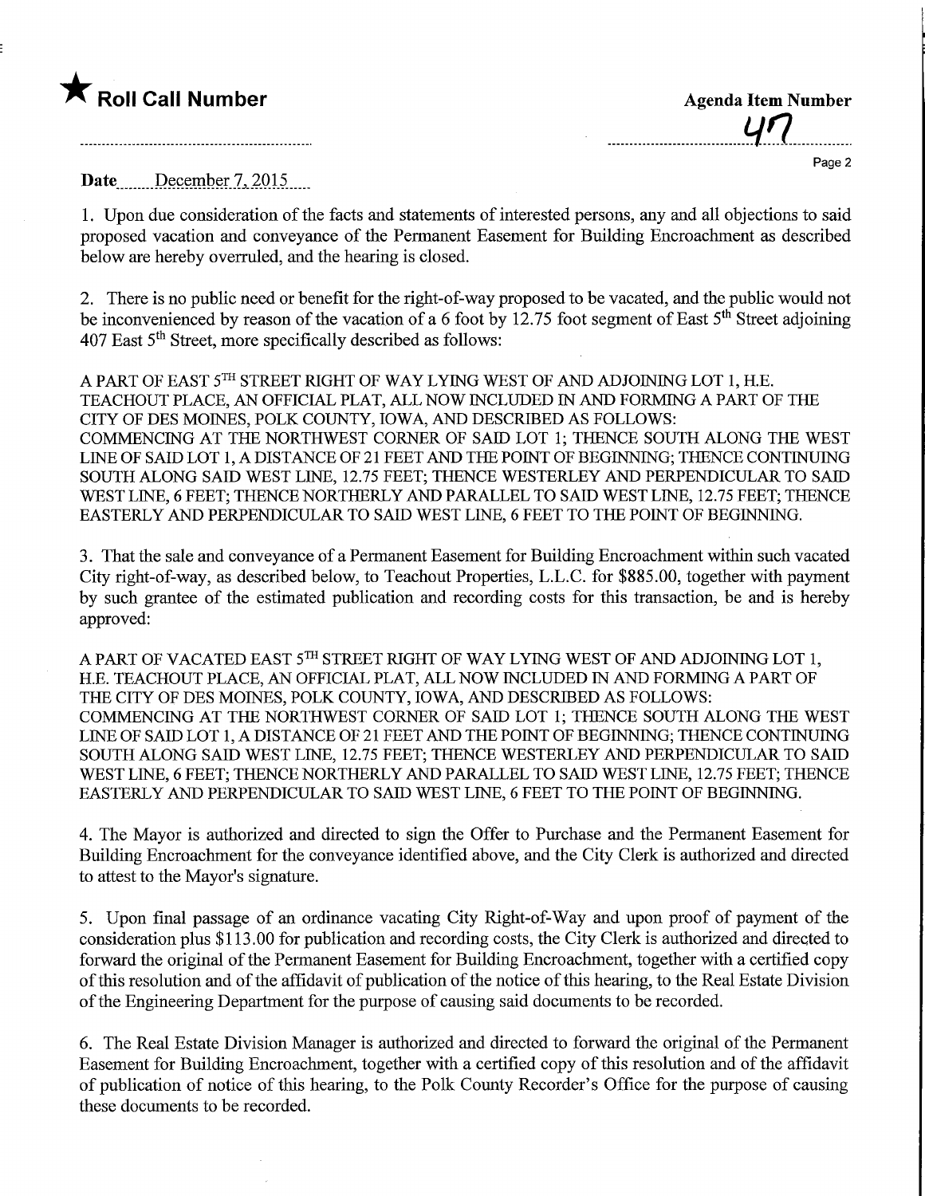★ **Roll Call Number**

**Agenda Item Number**

47

**Date** December 7, 2015

1. Upon due consideration of the facts and statements of interested persons, any and all objections to said proposed vacation and conveyance of the Permanent Easement for Building Encroachment as described below are hereby overruled, and the hearing is closed.

2. There is no public need or benefit for the right-of-way proposed to be vacated, and the public would not be inconvenienced by reason of the vacation of a 6 foot by 12.75 foot segment of East 5th Street adjoining 407 East 5th Street, more specifically described as follows:

A PART OF EAST 5TH STREET RIGHT OF WAY LYING WEST OF AND ADJOINING LOT 1, H.E. TEACHOUT PLACE, AN OFFICIAL PLAT, ALL NOW INCLUDED IN AND FORMING A PART OF THE CITY OF DES MOINES, POLK COUNTY, IOWA, AND DESCRIBED AS FOLLOWS:
COMMENCING AT THE NORTHWEST CORNER OF SAID LOT 1; THENCE SOUTH ALONG THE WEST LINE OF SAID LOT 1, A DISTANCE OF 21 FEET AND THE POINT OF BEGINNING; THENCE CONTINUING SOUTH ALONG SAID WEST LINE, 12.75 FEET; THENCE WESTERLEY AND PERPENDICULAR TO SAID WEST LINE, 6 FEET; THENCE NORTHERLY AND PARALLEL TO SAID WEST LINE, 12.75 FEET; THENCE EASTERLY AND PERPENDICULAR TO SAID WEST LINE, 6 FEET TO THE POINT OF BEGINNING.

3. That the sale and conveyance of a Permanent Easement for Building Encroachment within such vacated City right-of-way, as described below, to Teachout Properties, L.L.C. for $885.00, together with payment by such grantee of the estimated publication and recording costs for this transaction, be and is hereby approved:

A PART OF VACATED EAST 5TH STREET RIGHT OF WAY LYING WEST OF AND ADJOINING LOT 1, H.E. TEACHOUT PLACE, AN OFFICIAL PLAT, ALL NOW INCLUDED IN AND FORMING A PART OF THE CITY OF DES MOINES, POLK COUNTY, IOWA, AND DESCRIBED AS FOLLOWS:
COMMENCING AT THE NORTHWEST CORNER OF SAID LOT 1; THENCE SOUTH ALONG THE WEST LINE OF SAID LOT 1, A DISTANCE OF 21 FEET AND THE POINT OF BEGINNING; THENCE CONTINUING SOUTH ALONG SAID WEST LINE, 12.75 FEET; THENCE WESTERLEY AND PERPENDICULAR TO SAID WEST LINE, 6 FEET; THENCE NORTHERLY AND PARALLEL TO SAID WEST LINE, 12.75 FEET; THENCE EASTERLY AND PERPENDICULAR TO SAID WEST LINE, 6 FEET TO THE POINT OF BEGINNING.

4. The Mayor is authorized and directed to sign the Offer to Purchase and the Permanent Easement for Building Encroachment for the conveyance identified above, and the City Clerk is authorized and directed to attest to the Mayor's signature.

5. Upon final passage of an ordinance vacating City Right-of-Way and upon proof of payment of the consideration plus $113.00 for publication and recording costs, the City Clerk is authorized and directed to forward the original of the Permanent Easement for Building Encroachment, together with a certified copy of this resolution and of the affidavit of publication of the notice of this hearing, to the Real Estate Division of the Engineering Department for the purpose of causing said documents to be recorded.

6. The Real Estate Division Manager is authorized and directed to forward the original of the Permanent Easement for Building Encroachment, together with a certified copy of this resolution and of the affidavit of publication of notice of this hearing, to the Polk County Recorder's Office for the purpose of causing these documents to be recorded.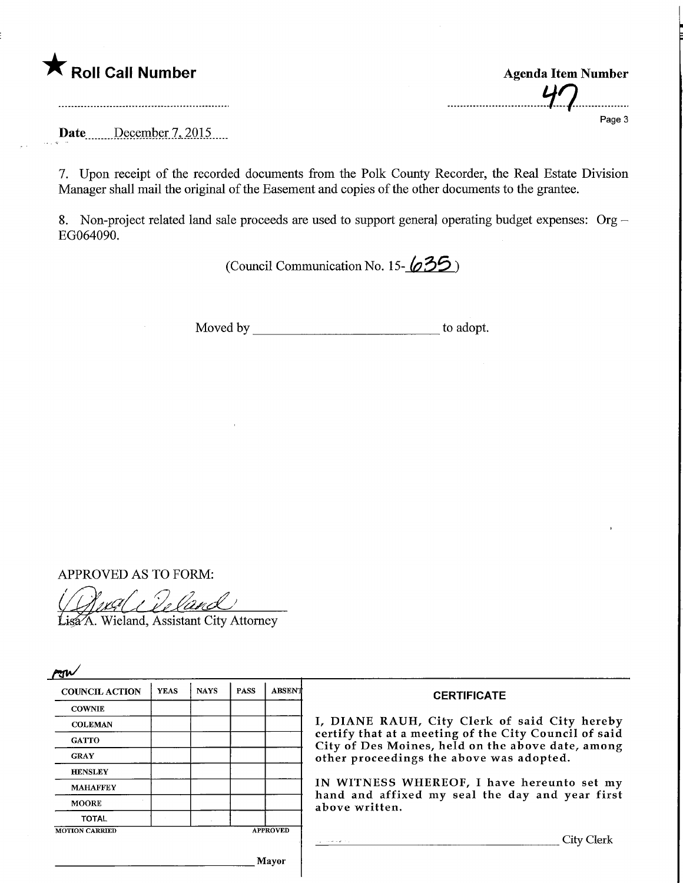★ **Roll Call Number**

**Agenda Item Number**

47

**Date** December 7, 2015

7. Upon receipt of the recorded documents from the Polk County Recorder, the Real Estate Division Manager shall mail the original of the Easement and copies of the other documents to the grantee.

8. Non-project related land sale proceeds are used to support general operating budget expenses: Org – EG064090.

(Council Communication No. 15-635)

Moved by ______________________ to adopt.

APPROVED AS TO FORM:

Lisa A. Wieland, Assistant City Attorney

PSW

| COUNCIL ACTION | YEAS | NAYS | PASS | ABSENT |
|---|---|---|---|---|
| COWNIE | | | | |
| COLEMAN | | | | |
| GATTO | | | | |
| GRAY | | | | |
| HENSLEY | | | | |
| MAHAFFEY | | | | |
| MOORE | | | | |
| TOTAL | | | | |
| MOTION CARRIED | | | | APPROVED |

______________________ Mayor

**CERTIFICATE**

I, DIANE RAUH, City Clerk of said City hereby certify that at a meeting of the City Council of said City of Des Moines, held on the above date, among other proceedings the above was adopted.

IN WITNESS WHEREOF, I have hereunto set my hand and affixed my seal the day and year first above written.

______________________ City Clerk